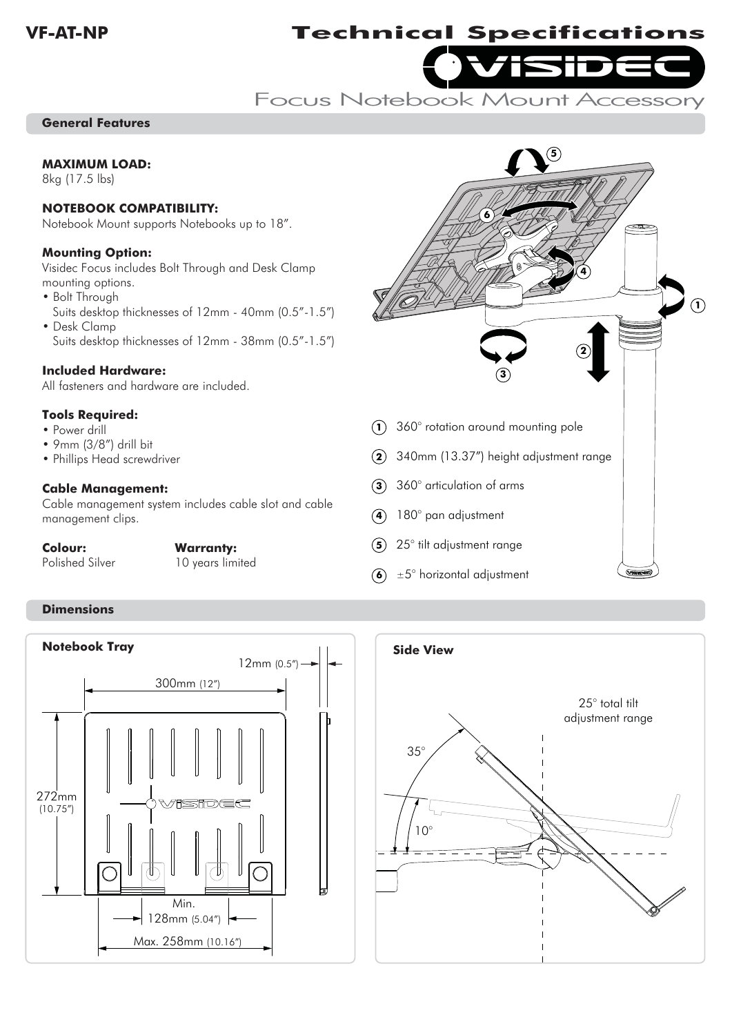VF-AT-NP

# Technical Specifications

VISIDEC

Focus Notebook Mount Accessory

## General Features

**MAXIMUM LOAD:**
8kg (17.5 lbs)

**NOTEBOOK COMPATIBILITY:**
Notebook Mount supports Notebooks up to 18".

**Mounting Option:**
Visidec Focus includes Bolt Through and Desk Clamp mounting options.

- Bolt Through
  Suits desktop thicknesses of 12mm - 40mm (0.5"-1.5")
- Desk Clamp
  Suits desktop thicknesses of 12mm - 38mm (0.5"-1.5")

**Included Hardware:**
All fasteners and hardware are included.

**Tools Required:**

- Power drill
- 9mm (3/8") drill bit
- Phillips Head screwdriver

**Cable Management:**
Cable management system includes cable slot and cable management clips.

**Colour:**
Polished Silver

**Warranty:**
10 years limited

1. 360° rotation around mounting pole
2. 340mm (13.37") height adjustment range
3. 360° articulation of arms
4. 180° pan adjustment
5. 25° tilt adjustment range
6. ±5° horizontal adjustment

## Dimensions

**Notebook Tray**

300mm (12")
12mm (0.5")
272mm (10.75")
Min. 128mm (5.04")
Max. 258mm (10.16")

**Side View**

25° total tilt adjustment range
35°
10°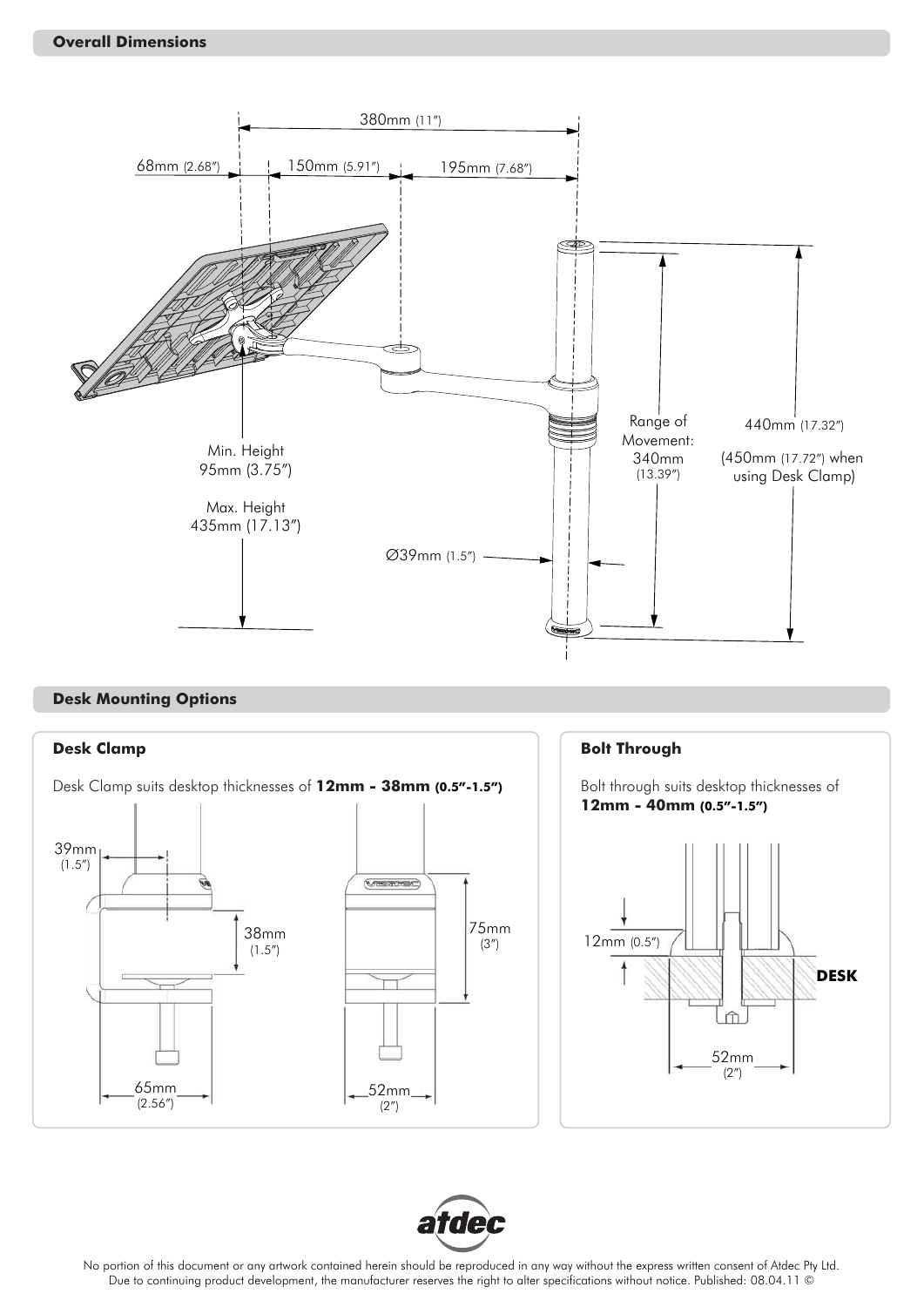## Overall Dimensions

380mm (11″)
68mm (2.68″)
150mm (5.91″)
195mm (7.68″)

Min. Height
95mm (3.75″)

Max. Height
435mm (17.13″)

Range of Movement:
340mm
(13.39″)

440mm (17.32″)

(450mm (17.72″) when using Desk Clamp)

∅39mm (1.5″)

## Desk Mounting Options

### Desk Clamp

Desk Clamp suits desktop thicknesses of **12mm - 38mm (0.5″-1.5″)**

39mm (1.5″)
38mm (1.5″)
65mm (2.56″)
75mm (3″)
52mm (2″)

### Bolt Through

Bolt through suits desktop thicknesses of **12mm - 40mm (0.5″-1.5″)**

12mm (0.5″)
**DESK**
52mm (2″)

atdec

No portion of this document or any artwork contained herein should be reproduced in any way without the express written consent of Atdec Pty Ltd.
Due to continuing product development, the manufacturer reserves the right to alter specifications without notice. Published: 08.04.11 ©